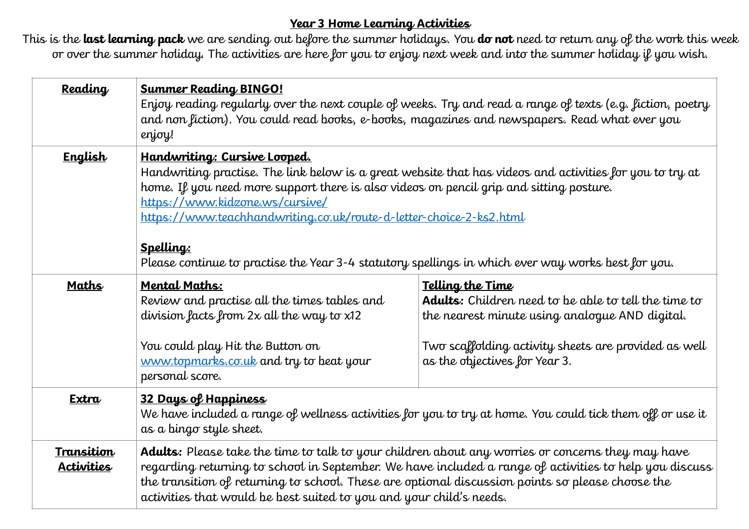# Year 3 Home Learning Activities

This is the **last learning pack** we are sending out before the summer holidays. You **do not** need to return any of the work this week or over the summer holiday. The activities are here for you to enjoy next week and into the summer holiday if you wish.

| | | |
|---|---|---|
| **Reading** | **Summer Reading BINGO!**<br>Enjoy reading regularly over the next couple of weeks. Try and read a range of texts (e.g. fiction, poetry and non fiction). You could read books, e-books, magazines and newspapers. Read what ever you enjoy! | |
| **English** | **Handwriting: Cursive Looped.**<br>Handwriting practise. The link below is a great website that has videos and activities for you to try at home. If you need more support there is also videos on pencil grip and sitting posture.<br>https://www.kidzone.ws/cursive/<br>https://www.teachhandwriting.co.uk/route-d-letter-choice-2-ks2.html<br><br>**Spelling:**<br>Please continue to practise the Year 3-4 statutory spellings in which ever way works best for you. | |
| **Maths** | **Mental Maths:**<br>Review and practise all the times tables and division facts from 2x all the way to x12<br><br>You could play Hit the Button on www.topmarks.co.uk and try to beat your personal score. | **Telling the Time**<br>**Adults:** Children need to be able to tell the time to the nearest minute using analogue AND digital.<br><br>Two scaffolding activity sheets are provided as well as the objectives for Year 3. |
| **Extra** | **32 Days of Happiness**<br>We have included a range of wellness activities for you to try at home. You could tick them off or use it as a bingo style sheet. | |
| **Transition Activities** | **Adults:** Please take the time to talk to your children about any worries or concerns they may have regarding returning to school in September. We have included a range of activities to help you discuss the transition of returning to school. These are optional discussion points so please choose the activities that would be best suited to you and your child's needs. | |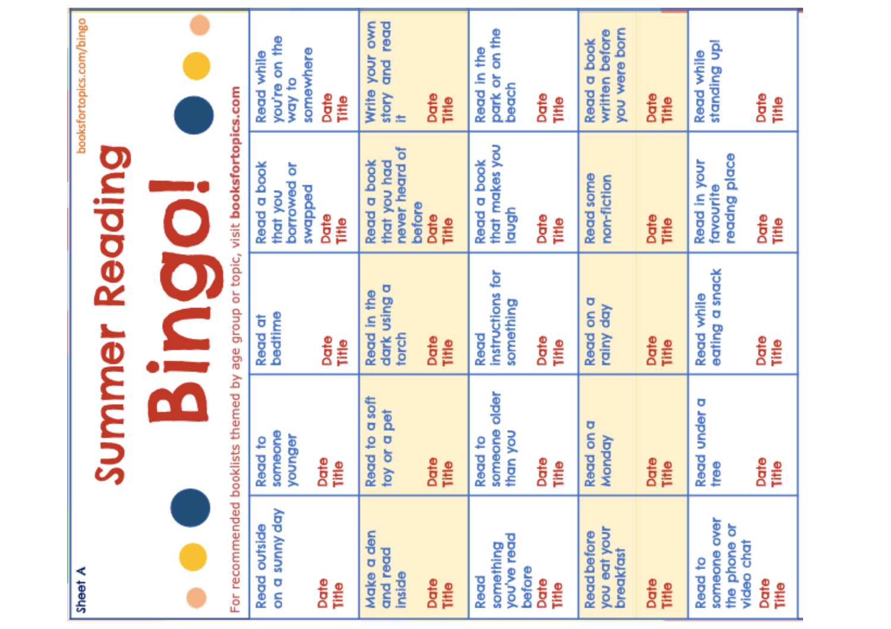Sheet A

# Summer Reading Bingo!

For recommended booklists themed by age group or topic, visit **booksfortopics.com**

booksfortopics.com/bingo

| | | | | |
|---|---|---|---|---|
| Read outside on a sunny day<br>Date<br>Title | Read to someone younger<br>Date<br>Title | Read at bedtime<br>Date<br>Title | Read a book that you borrowed or swapped<br>Date<br>Title | Read while you're on the way to somewhere<br>Date<br>Title |
| Make a den and read inside<br>Date<br>Title | Read to a soft toy or a pet<br>Date<br>Title | Read in the dark using a torch<br>Date<br>Title | Read a book that you had never heard of before<br>Date<br>Title | Write your own story and read it<br>Date<br>Title |
| Read something you've read before<br>Date<br>Title | Read to someone older than you<br>Date<br>Title | Read instructions for something<br>Date<br>Title | Read a book that makes you laugh<br>Date<br>Title | Read in the park or on the beach<br>Date<br>Title |
| Read before you eat your breakfast<br>Date<br>Title | Read on a Monday<br>Date<br>Title | Read on a rainy day<br>Date<br>Title | Read some non-fiction<br>Date<br>Title | Read a book written before you were born<br>Date<br>Title |
| Read to someone over the phone or video chat<br>Date<br>Title | Read under a tree<br>Date<br>Title | Read while eating a snack<br>Date<br>Title | Read in your favourite readng place<br>Date<br>Title | Read while standing up!<br>Date<br>Title |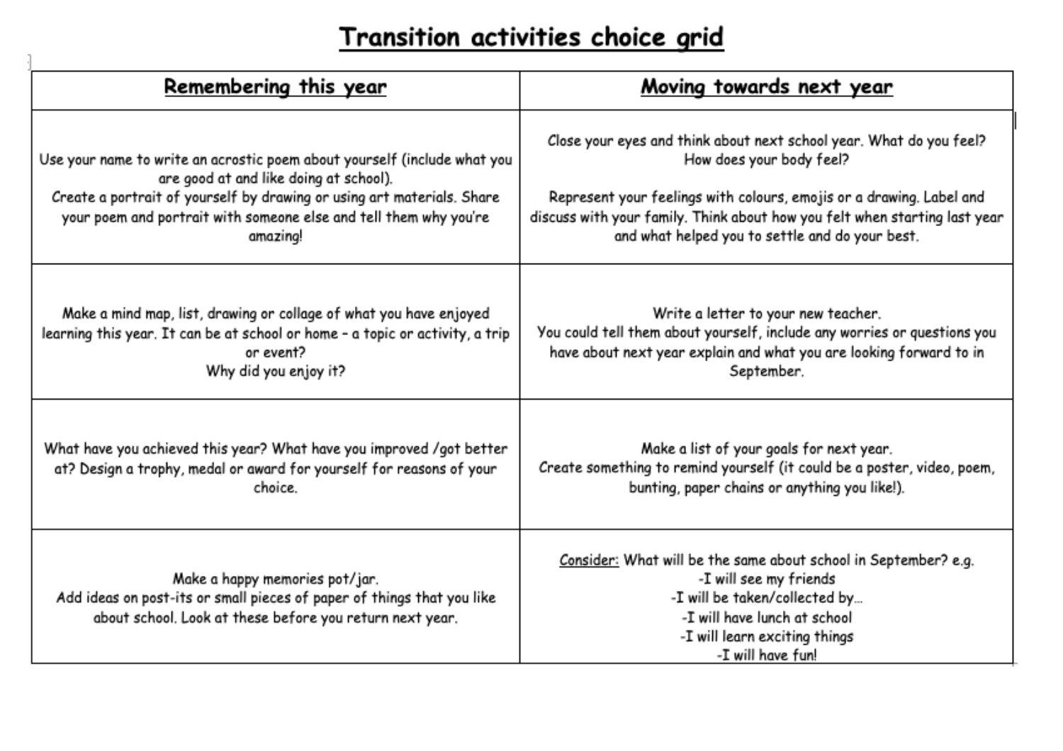# Transition activities choice grid

| **Remembering this year** | **Moving towards next year** |
|---|---|
| Use your name to write an acrostic poem about yourself (include what you are good at and like doing at school).<br>Create a portrait of yourself by drawing or using art materials. Share your poem and portrait with someone else and tell them why you're amazing! | Close your eyes and think about next school year. What do you feel? How does your body feel?<br><br>Represent your feelings with colours, emojis or a drawing. Label and discuss with your family. Think about how you felt when starting last year and what helped you to settle and do your best. |
| Make a mind map, list, drawing or collage of what you have enjoyed learning this year. It can be at school or home – a topic or activity, a trip or event?<br>Why did you enjoy it? | Write a letter to your new teacher.<br>You could tell them about yourself, include any worries or questions you have about next year explain and what you are looking forward to in September. |
| What have you achieved this year? What have you improved /got better at? Design a trophy, medal or award for yourself for reasons of your choice. | Make a list of your goals for next year.<br>Create something to remind yourself (it could be a poster, video, poem, bunting, paper chains or anything you like!). |
| Make a happy memories pot/jar.<br>Add ideas on post-its or small pieces of paper of things that you like about school. Look at these before you return next year. | <u>Consider:</u> What will be the same about school in September? e.g.<br>-I will see my friends<br>-I will be taken/collected by…<br>-I will have lunch at school<br>-I will learn exciting things<br>-I will have fun! |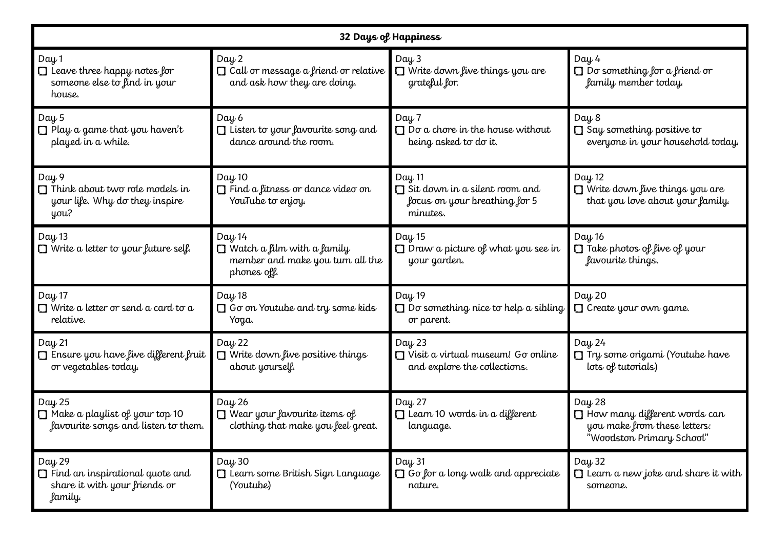| 32 Days of Happiness | | | |
|---|---|---|---|
| Day 1<br>☐ Leave three happy notes for someone else to find in your house. | Day 2<br>☐ Call or message a friend or relative and ask how they are doing. | Day 3<br>☐ Write down five things you are grateful for. | Day 4<br>☐ Do something for a friend or family member today. |
| Day 5<br>☐ Play a game that you haven't played in a while. | Day 6<br>☐ Listen to your favourite song and dance around the room. | Day 7<br>☐ Do a chore in the house without being asked to do it. | Day 8<br>☐ Say something positive to everyone in your household today. |
| Day 9<br>☐ Think about two role models in your life. Why do they inspire you? | Day 10<br>☐ Find a fitness or dance video on YouTube to enjoy. | Day 11<br>☐ Sit down in a silent room and focus on your breathing for 5 minutes. | Day 12<br>☐ Write down five things you are that you love about your family. |
| Day 13<br>☐ Write a letter to your future self. | Day 14<br>☐ Watch a film with a family member and make you turn all the phones off. | Day 15<br>☐ Draw a picture of what you see in your garden. | Day 16<br>☐ Take photos of five of your favourite things. |
| Day 17<br>☐ Write a letter or send a card to a relative. | Day 18<br>☐ Go on Youtube and try some kids Yoga. | Day 19<br>☐ Do something nice to help a sibling or parent. | Day 20<br>☐ Create your own game. |
| Day 21<br>☐ Ensure you have five different fruit or vegetables today. | Day 22<br>☐ Write down five positive things about yourself. | Day 23<br>☐ Visit a virtual museum! Go online and explore the collections. | Day 24<br>☐ Try some origami (Youtube have lots of tutorials) |
| Day 25<br>☐ Make a playlist of your top 10 favourite songs and listen to them. | Day 26<br>☐ Wear your favourite items of clothing that make you feel great. | Day 27<br>☐ Learn 10 words in a different language. | Day 28<br>☐ How many different words can you make from these letters: "Woodston Primary School" |
| Day 29<br>☐ Find an inspirational quote and share it with your friends or family. | Day 30<br>☐ Learn some British Sign Language (Youtube) | Day 31<br>☐ Go for a long walk and appreciate nature. | Day 32<br>☐ Learn a new joke and share it with someone. |